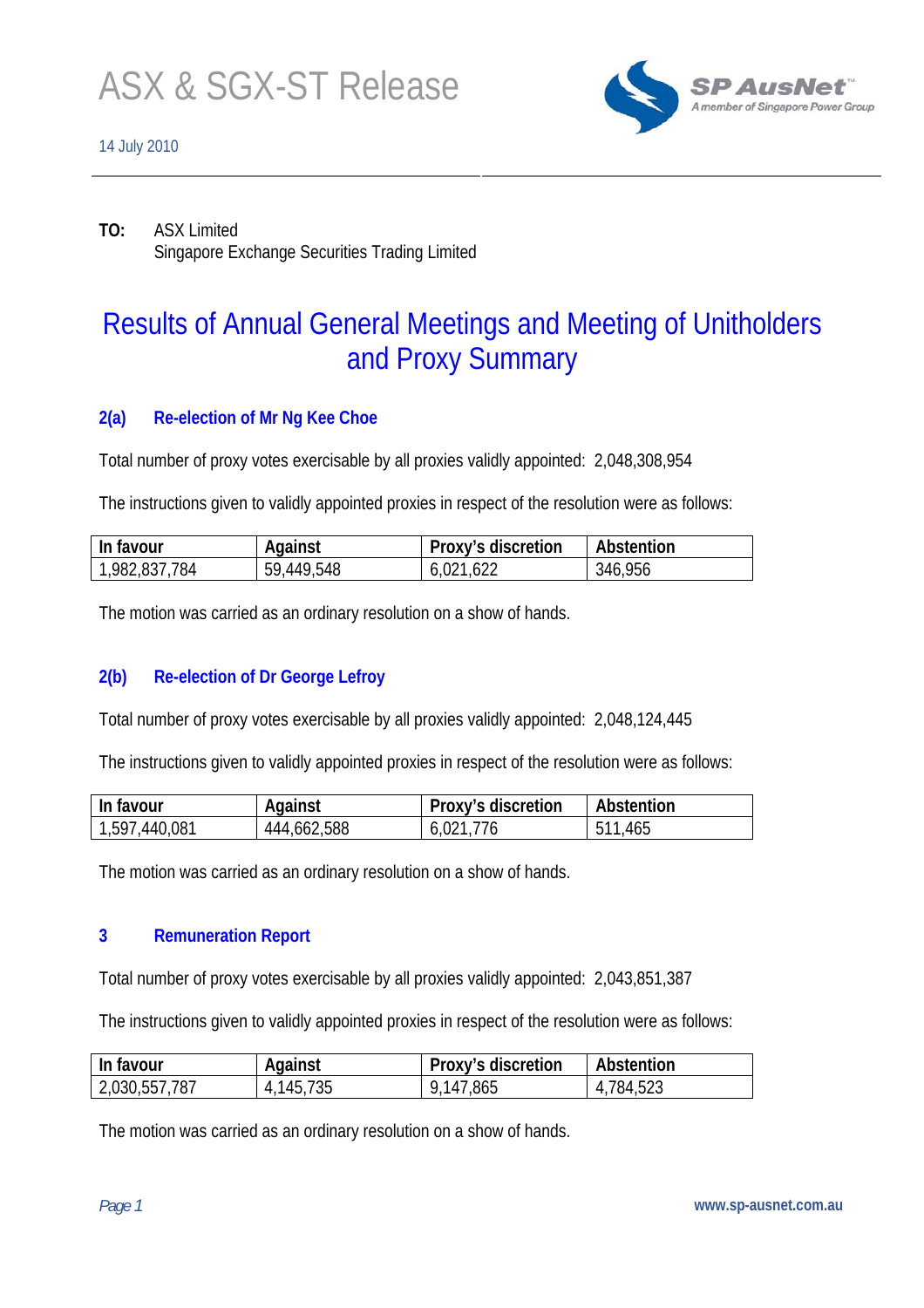# ASX & SGX-ST Release

14 July 2010

**TO:** ASX Limited
Singapore Exchange Securities Trading Limited

# Results of Annual General Meetings and Meeting of Unitholders and Proxy Summary

## 2(a) Re-election of Mr Ng Kee Choe

Total number of proxy votes exercisable by all proxies validly appointed: 2,048,308,954

The instructions given to validly appointed proxies in respect of the resolution were as follows:

| In favour | Against | Proxy's discretion | Abstention |
|---|---|---|---|
| 1,982,837,784 | 59,449,548 | 6,021,622 | 346,956 |

The motion was carried as an ordinary resolution on a show of hands.

## 2(b) Re-election of Dr George Lefroy

Total number of proxy votes exercisable by all proxies validly appointed: 2,048,124,445

The instructions given to validly appointed proxies in respect of the resolution were as follows:

| In favour | Against | Proxy's discretion | Abstention |
|---|---|---|---|
| 1,597,440,081 | 444,662,588 | 6,021,776 | 511,465 |

The motion was carried as an ordinary resolution on a show of hands.

## 3 Remuneration Report

Total number of proxy votes exercisable by all proxies validly appointed: 2,043,851,387

The instructions given to validly appointed proxies in respect of the resolution were as follows:

| In favour | Against | Proxy's discretion | Abstention |
|---|---|---|---|
| 2,030,557,787 | 4,145,735 | 9,147,865 | 4,784,523 |

The motion was carried as an ordinary resolution on a show of hands.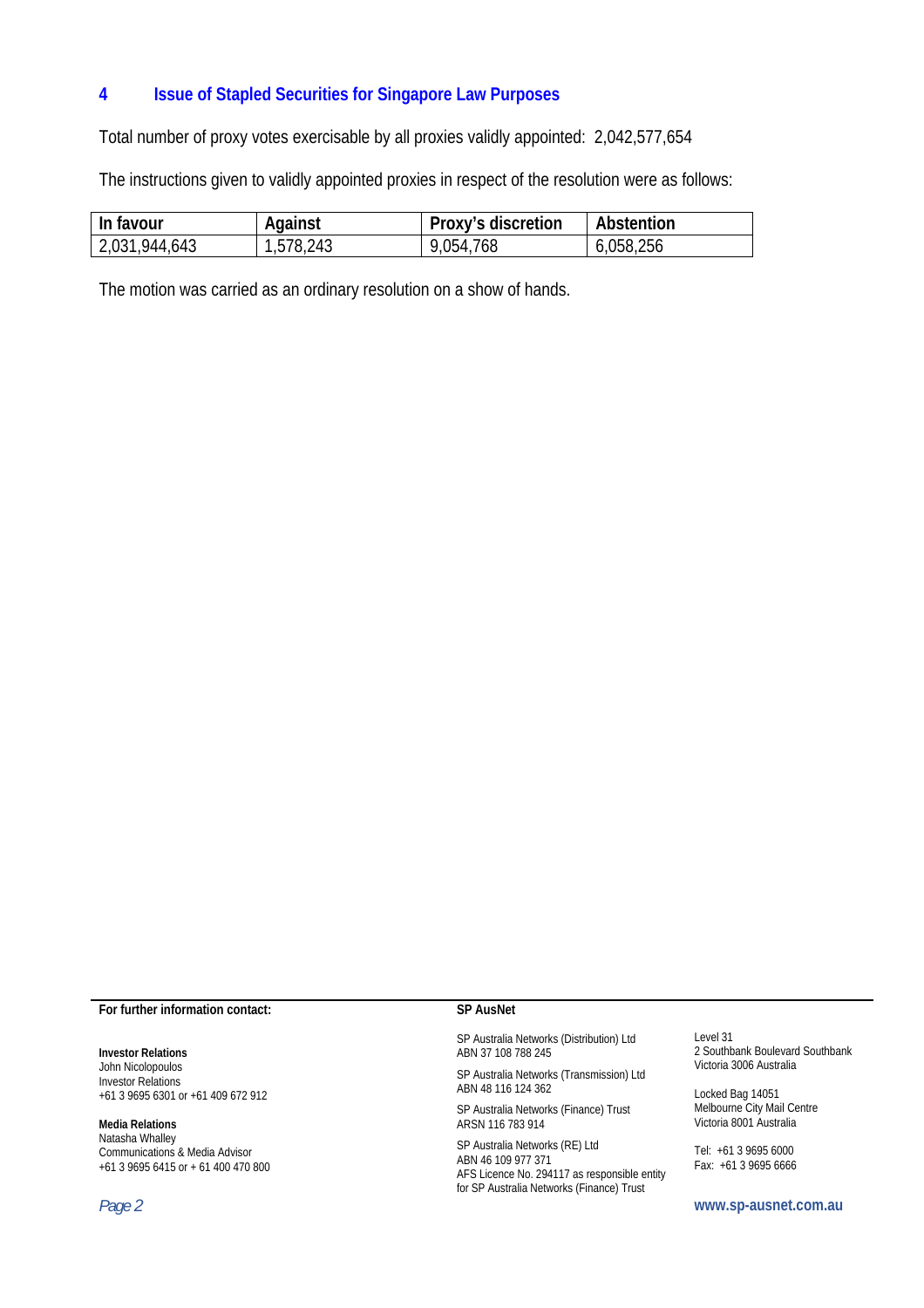## 4 Issue of Stapled Securities for Singapore Law Purposes

Total number of proxy votes exercisable by all proxies validly appointed: 2,042,577,654

The instructions given to validly appointed proxies in respect of the resolution were as follows:

| In favour | Against | Proxy's discretion | Abstention |
|---|---|---|---|
| 2,031,944,643 | 1,578,243 | 9,054,768 | 6,058,256 |

The motion was carried as an ordinary resolution on a show of hands.

**For further information contact:**

**Investor Relations**
John Nicolopoulos
Investor Relations
+61 3 9695 6301 or +61 409 672 912

**Media Relations**
Natasha Whalley
Communications & Media Advisor
+61 3 9695 6415 or + 61 400 470 800

**SP AusNet**

SP Australia Networks (Distribution) Ltd
ABN 37 108 788 245

SP Australia Networks (Transmission) Ltd
ABN 48 116 124 362

SP Australia Networks (Finance) Trust
ARSN 116 783 914

SP Australia Networks (RE) Ltd
ABN 46 109 977 371
AFS Licence No. 294117 as responsible entity for SP Australia Networks (Finance) Trust

Level 31
2 Southbank Boulevard Southbank
Victoria 3006 Australia

Locked Bag 14051
Melbourne City Mail Centre
Victoria 8001 Australia

Tel: +61 3 9695 6000
Fax: +61 3 9695 6666

www.sp-ausnet.com.au